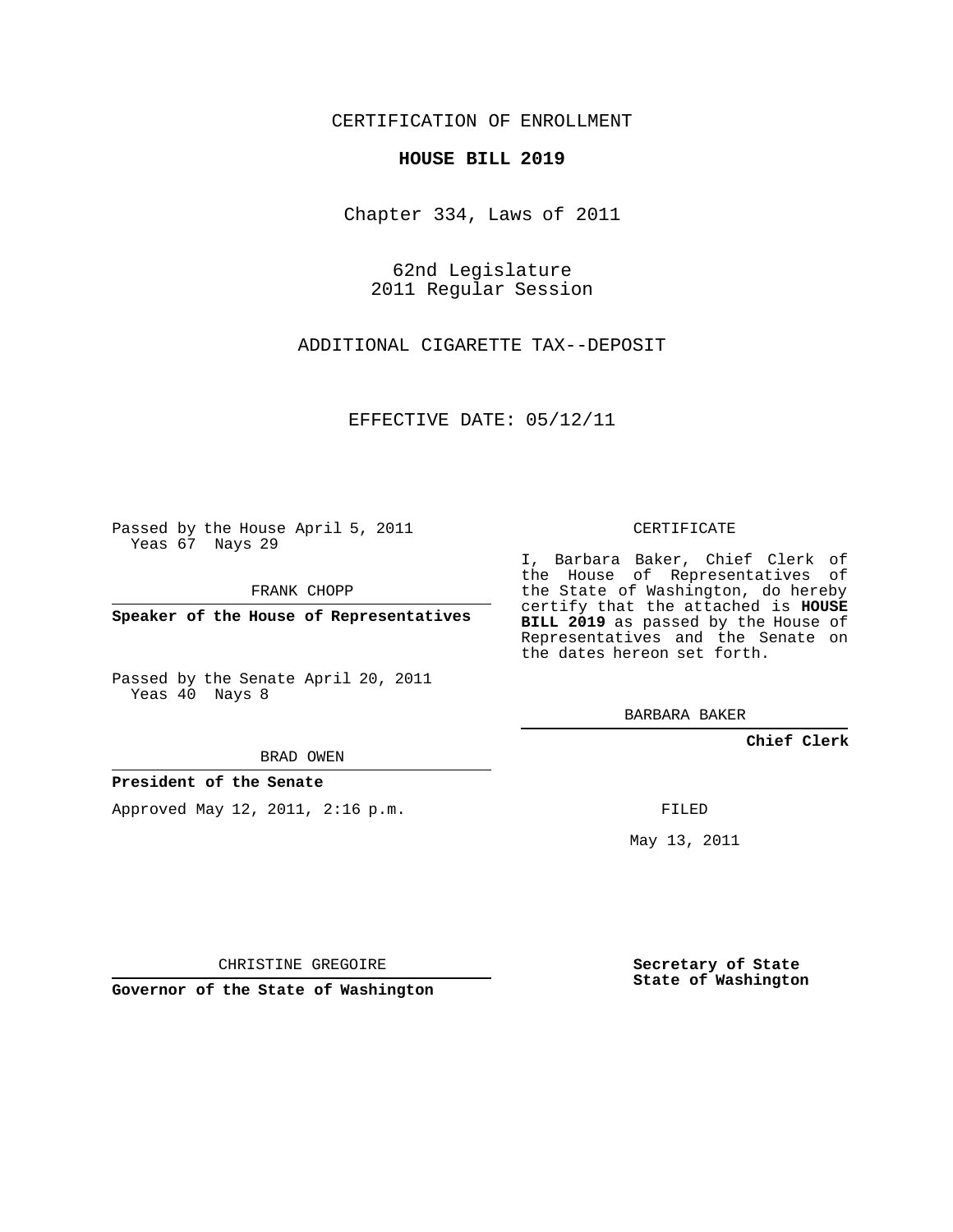CERTIFICATION OF ENROLLMENT

**HOUSE BILL 2019**

Chapter 334, Laws of 2011

62nd Legislature
2011 Regular Session

ADDITIONAL CIGARETTE TAX--DEPOSIT

EFFECTIVE DATE: 05/12/11

Passed by the House April 5, 2011
Yeas 67 Nays 29

FRANK CHOPP

**Speaker of the House of Representatives**

Passed by the Senate April 20, 2011
Yeas 40 Nays 8

BRAD OWEN

**President of the Senate**

Approved May 12, 2011, 2:16 p.m.

CHRISTINE GREGOIRE

**Governor of the State of Washington**

CERTIFICATE

I, Barbara Baker, Chief Clerk of the House of Representatives of the State of Washington, do hereby certify that the attached is **HOUSE BILL 2019** as passed by the House of Representatives and the Senate on the dates hereon set forth.

BARBARA BAKER

**Chief Clerk**

FILED

May 13, 2011

**Secretary of State**
**State of Washington**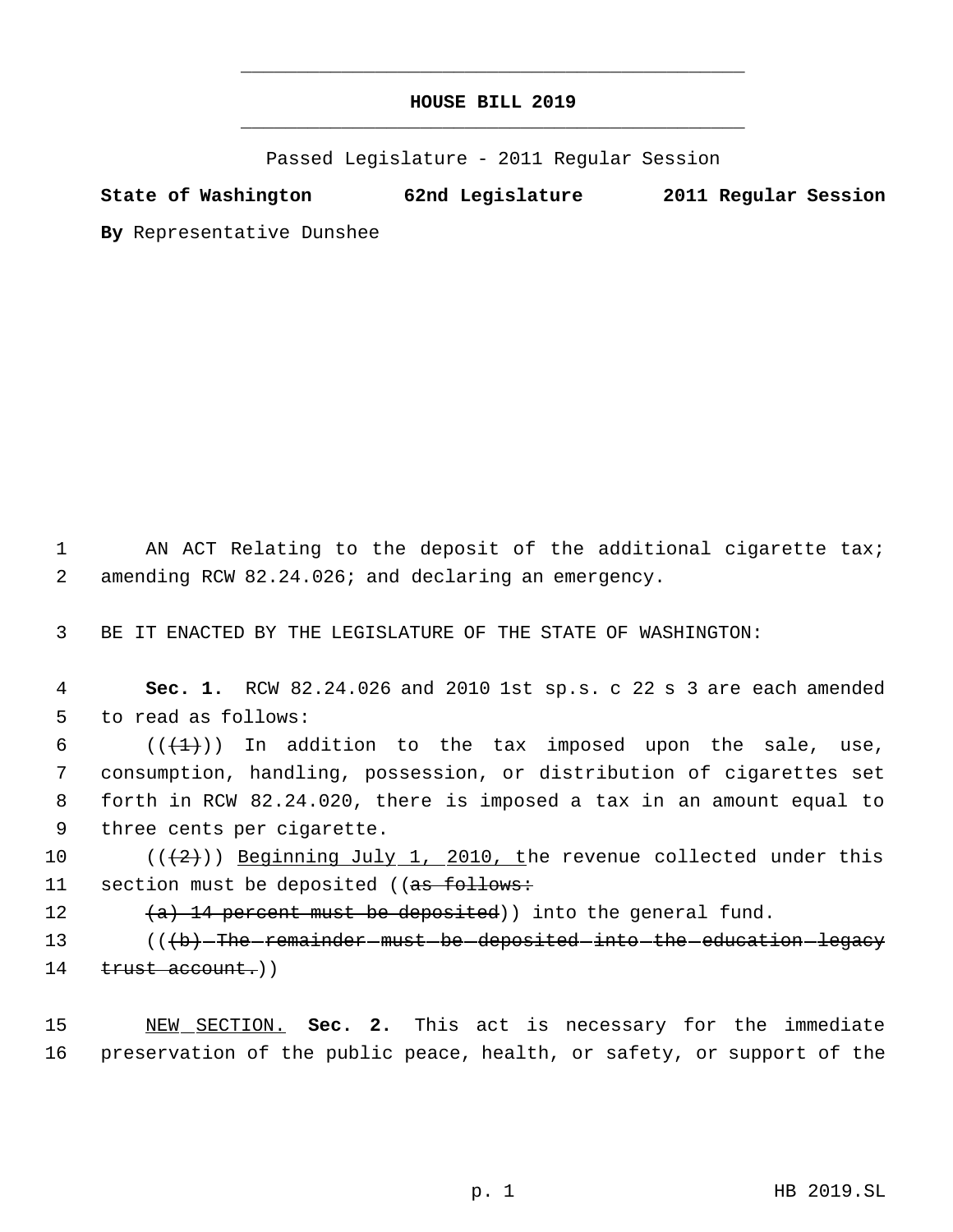# HOUSE BILL 2019

Passed Legislature - 2011 Regular Session

**State of Washington 62nd Legislature 2011 Regular Session**

**By** Representative Dunshee

AN ACT Relating to the deposit of the additional cigarette tax; amending RCW 82.24.026; and declaring an emergency.

BE IT ENACTED BY THE LEGISLATURE OF THE STATE OF WASHINGTON:

**Sec. 1.** RCW 82.24.026 and 2010 1st sp.s. c 22 s 3 are each amended to read as follows:

((~~(1)~~)) In addition to the tax imposed upon the sale, use, consumption, handling, possession, or distribution of cigarettes set forth in RCW 82.24.020, there is imposed a tax in an amount equal to three cents per cigarette.

((~~(2)~~)) <u>Beginning July 1, 2010, t</u>he revenue collected under this section must be deposited ((~~as follows:~~

~~(a) 14 percent must be deposited~~)) into the general fund.

((~~(b) The remainder must be deposited into the education legacy trust account.~~))

<u>NEW SECTION.</u> **Sec. 2.** This act is necessary for the immediate preservation of the public peace, health, or safety, or support of the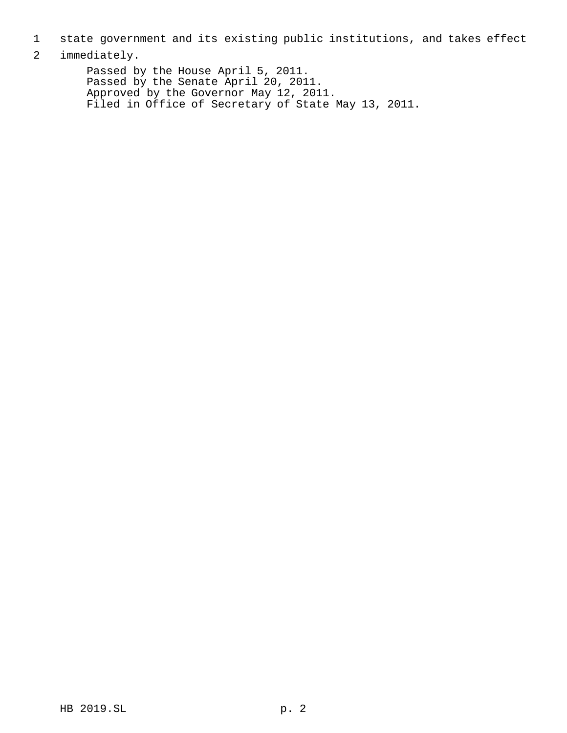state government and its existing public institutions, and takes effect immediately.

Passed by the House April 5, 2011.
Passed by the Senate April 20, 2011.
Approved by the Governor May 12, 2011.
Filed in Office of Secretary of State May 13, 2011.